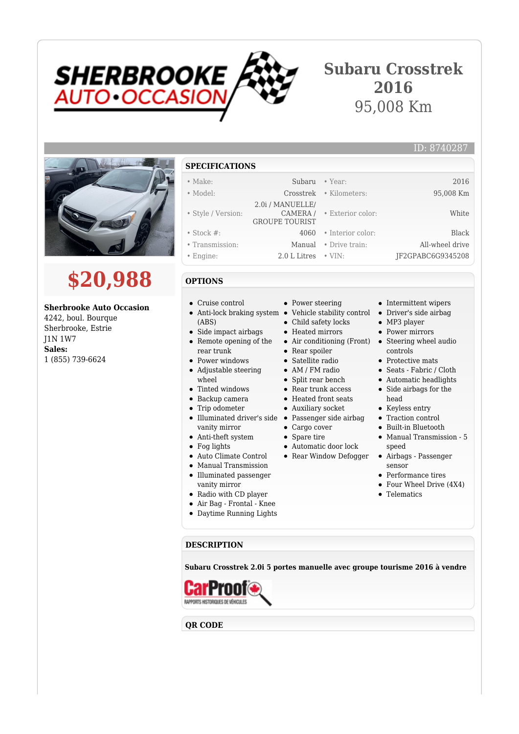SHERBROOKE AUTO•OCCASION

# Subaru Crosstrek 2016

95,008 Km

ID: 8740287

## $20,988

**Sherbrooke Auto Occasion**
4242, boul. Bourque
Sherbrooke, Estrie
J1N 1W7
**Sales:**
1 (855) 739-6624

## SPECIFICATIONS

| | | | |
|---|---|---|---|
| • Make: | Subaru | • Year: | 2016 |
| • Model: | Crosstrek | • Kilometers: | 95,008 Km |
| • Style / Version: | 2.0i / MANUELLE/ CAMERA / GROUPE TOURIST | • Exterior color: | White |
| • Stock #: | 4060 | • Interior color: | Black |
| • Transmission: | Manual | • Drive train: | All-wheel drive |
| • Engine: | 2.0 L Litres | • VIN: | JF2GPABC6G9345208 |

## OPTIONS

- Cruise control
- Anti-lock braking system (ABS)
- Side impact airbags
- Remote opening of the rear trunk
- Power windows
- Adjustable steering wheel
- Tinted windows
- Backup camera
- Trip odometer
- Illuminated driver's side vanity mirror
- Anti-theft system
- Fog lights
- Auto Climate Control
- Manual Transmission
- Illuminated passenger vanity mirror
- Radio with CD player
- Air Bag - Frontal - Knee
- Daytime Running Lights
- Power steering
- Vehicle stability control
- Child safety locks
- Heated mirrors
- Air conditioning (Front)
- Rear spoiler
- Satellite radio
- AM / FM radio
- Split rear bench
- Rear trunk access
- Heated front seats
- Auxiliary socket
- Passenger side airbag
- Cargo cover
- Spare tire
- Automatic door lock
- Rear Window Defogger
- Intermittent wipers
- Driver's side airbag
- MP3 player
- Power mirrors
- Steering wheel audio controls
- Protective mats
- Seats - Fabric / Cloth
- Automatic headlights
- Side airbags for the head
- Keyless entry
- Traction control
- Built-in Bluetooth
- Manual Transmission - 5 speed
- Airbags - Passenger sensor
- Performance tires
- Four Wheel Drive (4X4)
- Telematics

## DESCRIPTION

**Subaru Crosstrek 2.0i 5 portes manuelle avec groupe tourisme 2016 à vendre**

CarProof RAPPORTS HISTORIQUES DE VÉHICULES

## QR CODE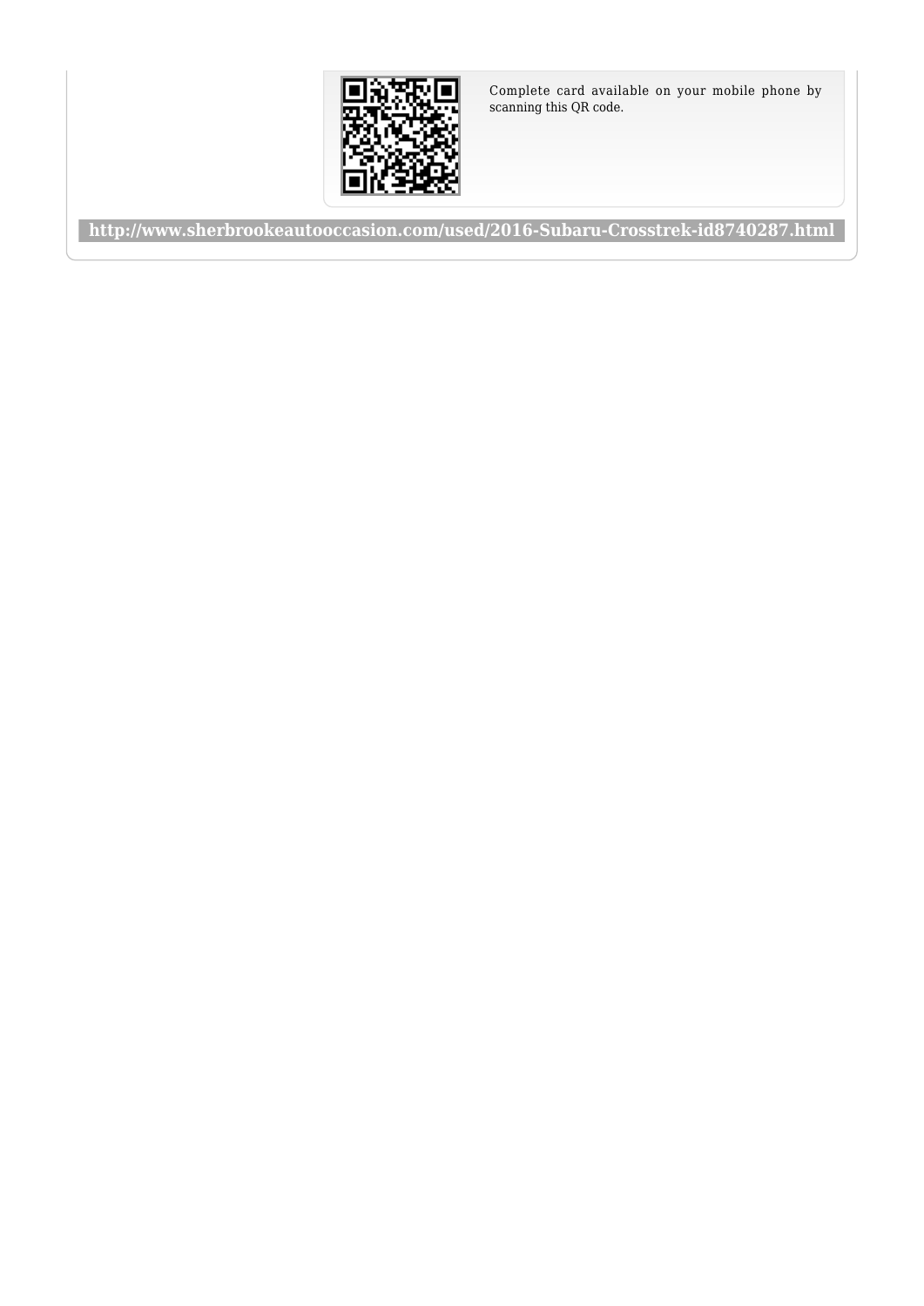Complete card available on your mobile phone by scanning this QR code.

**http://www.sherbrookeautooccasion.com/used/2016-Subaru-Crosstrek-id8740287.html**